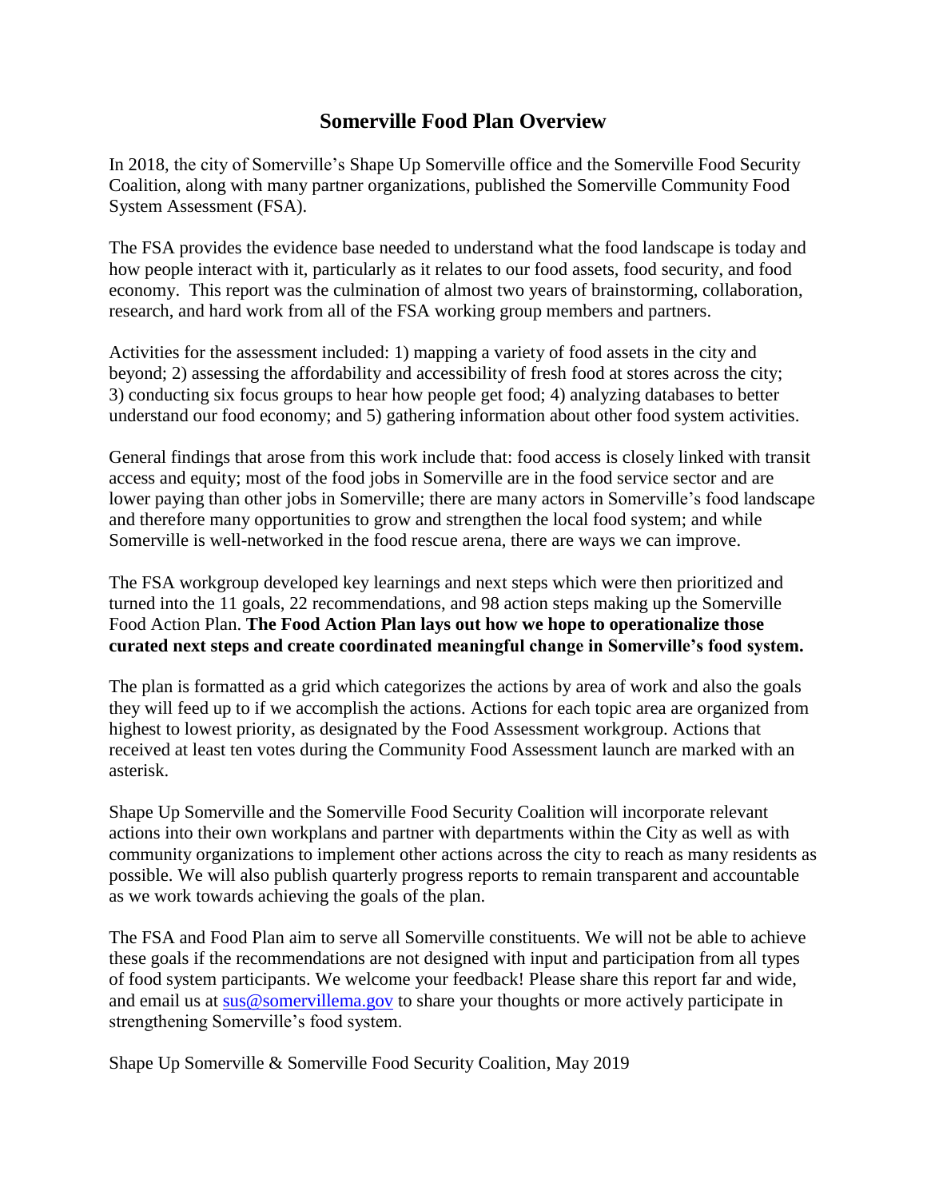# Somerville Food Plan Overview

In 2018, the city of Somerville's Shape Up Somerville office and the Somerville Food Security Coalition, along with many partner organizations, published the Somerville Community Food System Assessment (FSA).

The FSA provides the evidence base needed to understand what the food landscape is today and how people interact with it, particularly as it relates to our food assets, food security, and food economy. This report was the culmination of almost two years of brainstorming, collaboration, research, and hard work from all of the FSA working group members and partners.

Activities for the assessment included: 1) mapping a variety of food assets in the city and beyond; 2) assessing the affordability and accessibility of fresh food at stores across the city; 3) conducting six focus groups to hear how people get food; 4) analyzing databases to better understand our food economy; and 5) gathering information about other food system activities.

General findings that arose from this work include that: food access is closely linked with transit access and equity; most of the food jobs in Somerville are in the food service sector and are lower paying than other jobs in Somerville; there are many actors in Somerville's food landscape and therefore many opportunities to grow and strengthen the local food system; and while Somerville is well-networked in the food rescue arena, there are ways we can improve.

The FSA workgroup developed key learnings and next steps which were then prioritized and turned into the 11 goals, 22 recommendations, and 98 action steps making up the Somerville Food Action Plan. **The Food Action Plan lays out how we hope to operationalize those curated next steps and create coordinated meaningful change in Somerville's food system.**

The plan is formatted as a grid which categorizes the actions by area of work and also the goals they will feed up to if we accomplish the actions. Actions for each topic area are organized from highest to lowest priority, as designated by the Food Assessment workgroup. Actions that received at least ten votes during the Community Food Assessment launch are marked with an asterisk.

Shape Up Somerville and the Somerville Food Security Coalition will incorporate relevant actions into their own workplans and partner with departments within the City as well as with community organizations to implement other actions across the city to reach as many residents as possible. We will also publish quarterly progress reports to remain transparent and accountable as we work towards achieving the goals of the plan.

The FSA and Food Plan aim to serve all Somerville constituents. We will not be able to achieve these goals if the recommendations are not designed with input and participation from all types of food system participants. We welcome your feedback! Please share this report far and wide, and email us at sus@somervillema.gov to share your thoughts or more actively participate in strengthening Somerville's food system.

Shape Up Somerville & Somerville Food Security Coalition, May 2019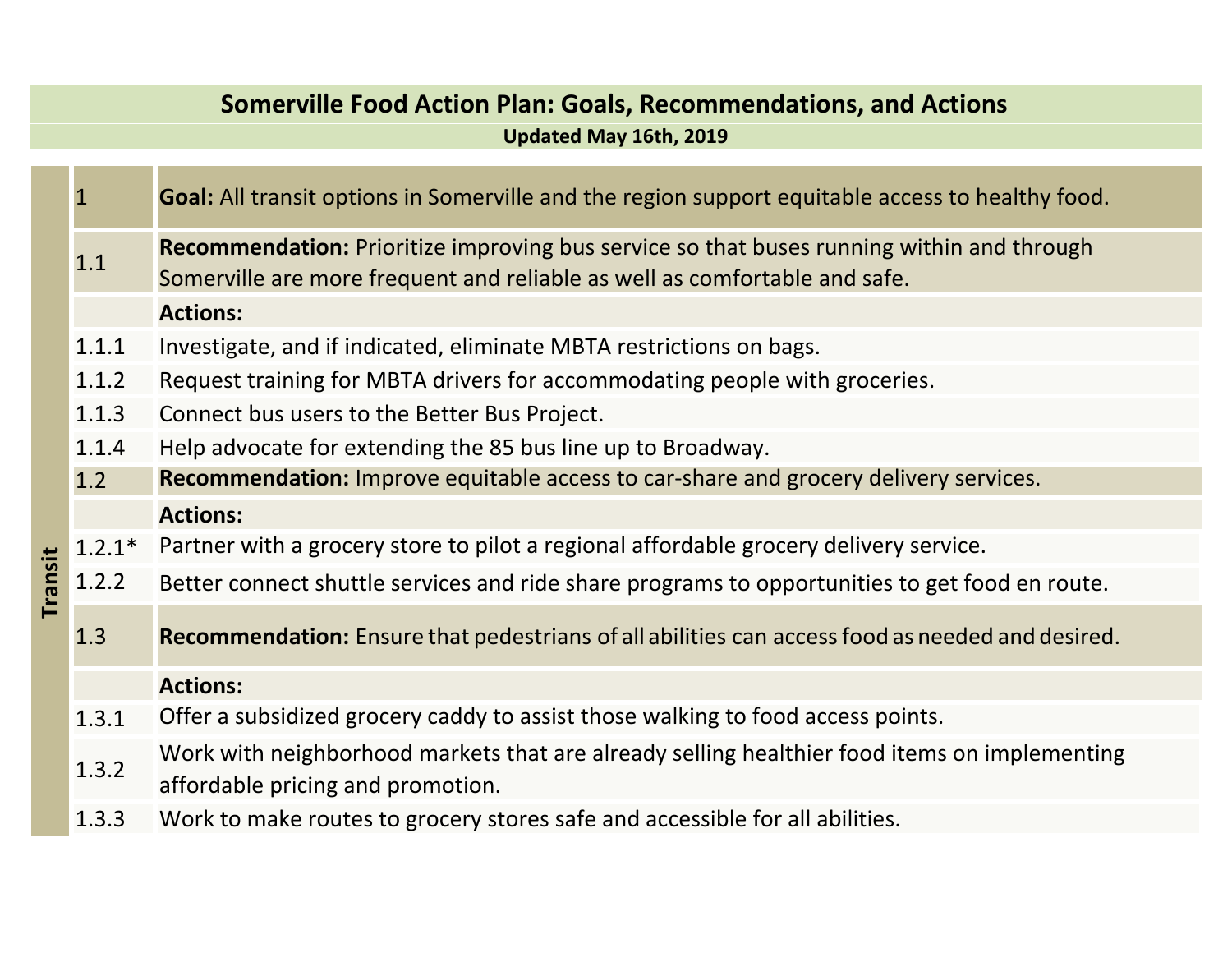## Somerville Food Action Plan: Goals, Recommendations, and Actions

**Updated May 16th, 2019**

| Section | No. | Description |
|---|---|---|
| Transit | 1 | **Goal:** All transit options in Somerville and the region support equitable access to healthy food. |
| | 1.1 | **Recommendation:** Prioritize improving bus service so that buses running within and through Somerville are more frequent and reliable as well as comfortable and safe. |
| | | **Actions:** |
| | 1.1.1 | Investigate, and if indicated, eliminate MBTA restrictions on bags. |
| | 1.1.2 | Request training for MBTA drivers for accommodating people with groceries. |
| | 1.1.3 | Connect bus users to the Better Bus Project. |
| | 1.1.4 | Help advocate for extending the 85 bus line up to Broadway. |
| | 1.2 | **Recommendation:** Improve equitable access to car-share and grocery delivery services. |
| | | **Actions:** |
| | 1.2.1* | Partner with a grocery store to pilot a regional affordable grocery delivery service. |
| | 1.2.2 | Better connect shuttle services and ride share programs to opportunities to get food en route. |
| | 1.3 | **Recommendation:** Ensure that pedestrians of all abilities can access food as needed and desired. |
| | | **Actions:** |
| | 1.3.1 | Offer a subsidized grocery caddy to assist those walking to food access points. |
| | 1.3.2 | Work with neighborhood markets that are already selling healthier food items on implementing affordable pricing and promotion. |
| | 1.3.3 | Work to make routes to grocery stores safe and accessible for all abilities. |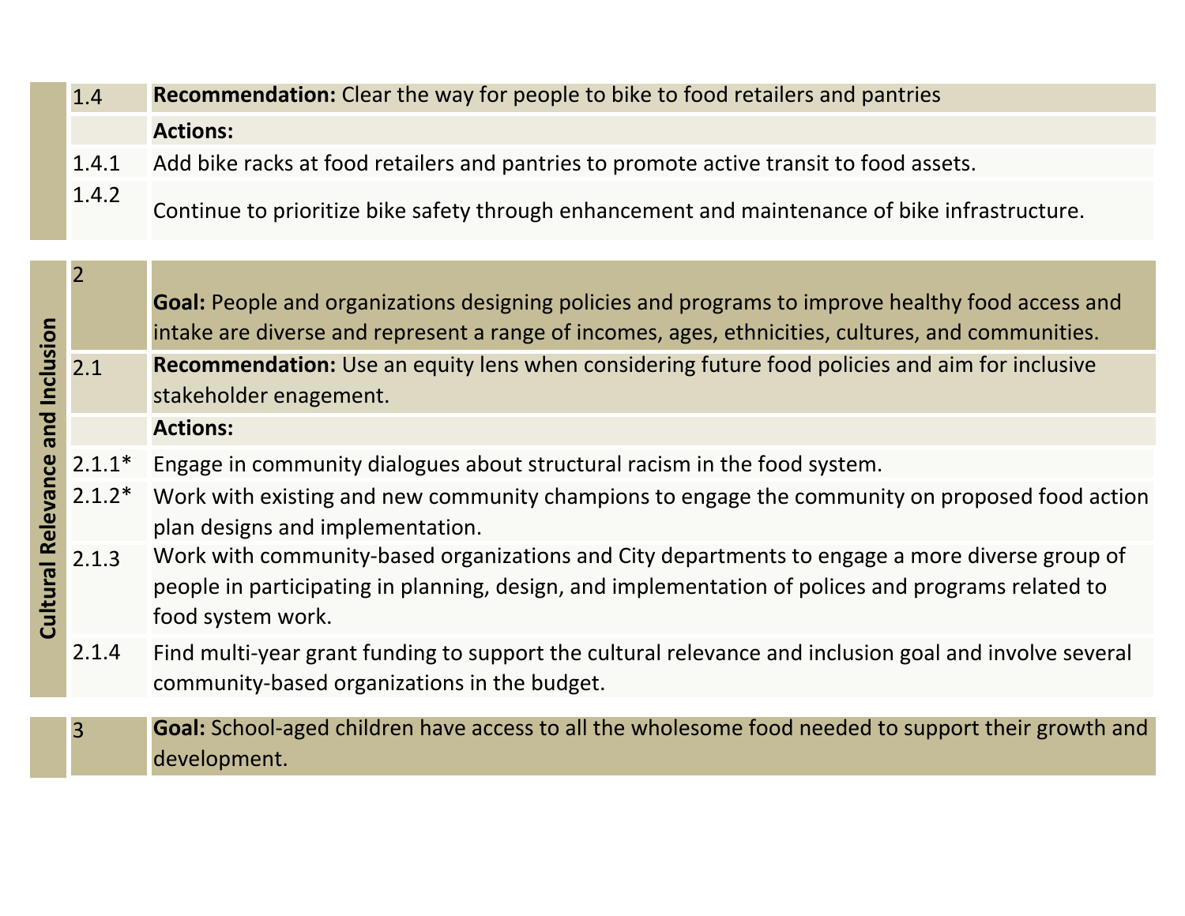| | | |
|---|---|---|
| | 1.4 | **Recommendation:** Clear the way for people to bike to food retailers and pantries |
| | | **Actions:** |
| | 1.4.1 | Add bike racks at food retailers and pantries to promote active transit to food assets. |
| | 1.4.2 | Continue to prioritize bike safety through enhancement and maintenance of bike infrastructure. |

| | | |
|---|---|---|
| **Cultural Relevance and Inclusion** | 2 | **Goal:** People and organizations designing policies and programs to improve healthy food access and intake are diverse and represent a range of incomes, ages, ethnicities, cultures, and communities. |
| | 2.1 | **Recommendation:** Use an equity lens when considering future food policies and aim for inclusive stakeholder enagement. |
| | | **Actions:** |
| | 2.1.1* | Engage in community dialogues about structural racism in the food system. |
| | 2.1.2* | Work with existing and new community champions to engage the community on proposed food action plan designs and implementation. |
| | 2.1.3 | Work with community-based organizations and City departments to engage a more diverse group of people in participating in planning, design, and implementation of polices and programs related to food system work. |
| | 2.1.4 | Find multi-year grant funding to support the cultural relevance and inclusion goal and involve several community-based organizations in the budget. |

| | | |
|---|---|---|
| | 3 | **Goal:** School-aged children have access to all the wholesome food needed to support their growth and development. |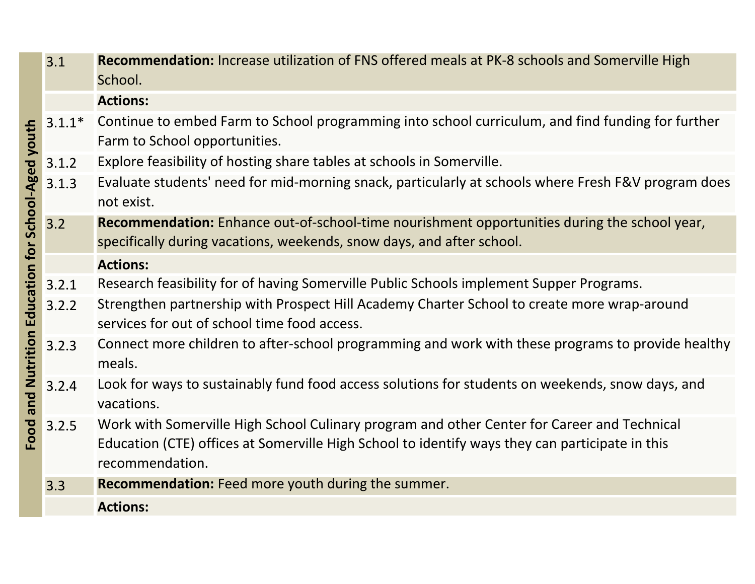**Food and Nutrition Education for School-Aged youth**

| | |
|---|---|
| 3.1 | **Recommendation:** Increase utilization of FNS offered meals at PK-8 schools and Somerville High School. |
| | **Actions:** |
| 3.1.1* | Continue to embed Farm to School programming into school curriculum, and find funding for further Farm to School opportunities. |
| 3.1.2 | Explore feasibility of hosting share tables at schools in Somerville. |
| 3.1.3 | Evaluate students' need for mid-morning snack, particularly at schools where Fresh F&V program does not exist. |
| 3.2 | **Recommendation:** Enhance out-of-school-time nourishment opportunities during the school year, specifically during vacations, weekends, snow days, and after school. |
| | **Actions:** |
| 3.2.1 | Research feasibility for of having Somerville Public Schools implement Supper Programs. |
| 3.2.2 | Strengthen partnership with Prospect Hill Academy Charter School to create more wrap-around services for out of school time food access. |
| 3.2.3 | Connect more children to after-school programming and work with these programs to provide healthy meals. |
| 3.2.4 | Look for ways to sustainably fund food access solutions for students on weekends, snow days, and vacations. |
| 3.2.5 | Work with Somerville High School Culinary program and other Center for Career and Technical Education (CTE) offices at Somerville High School to identify ways they can participate in this recommendation. |
| 3.3 | **Recommendation:** Feed more youth during the summer. |
| | **Actions:** |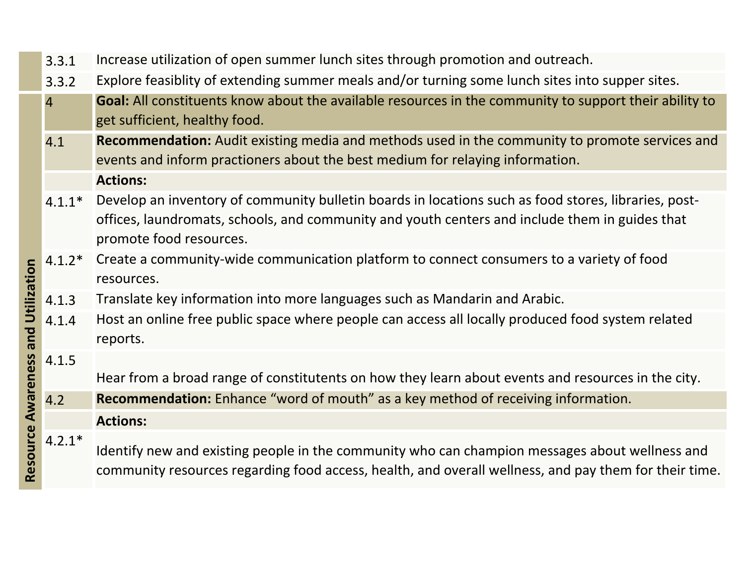| Category | No. | Description |
|---|---|---|
| | 3.3.1 | Increase utilization of open summer lunch sites through promotion and outreach. |
| | 3.3.2 | Explore feasiblity of extending summer meals and/or turning some lunch sites into supper sites. |
| Resource Awareness and Utilization | 4 | **Goal:** All constituents know about the available resources in the community to support their ability to get sufficient, healthy food. |
| | 4.1 | **Recommendation:** Audit existing media and methods used in the community to promote services and events and inform practioners about the best medium for relaying information. |
| | | **Actions:** |
| | 4.1.1* | Develop an inventory of community bulletin boards in locations such as food stores, libraries, post-offices, laundromats, schools, and community and youth centers and include them in guides that promote food resources. |
| | 4.1.2* | Create a community-wide communication platform to connect consumers to a variety of food resources. |
| | 4.1.3 | Translate key information into more languages such as Mandarin and Arabic. |
| | 4.1.4 | Host an online free public space where people can access all locally produced food system related reports. |
| | 4.1.5 | Hear from a broad range of constitutents on how they learn about events and resources in the city. |
| | 4.2 | **Recommendation:** Enhance "word of mouth" as a key method of receiving information. |
| | | **Actions:** |
| | 4.2.1* | Identify new and existing people in the community who can champion messages about wellness and community resources regarding food access, health, and overall wellness, and pay them for their time. |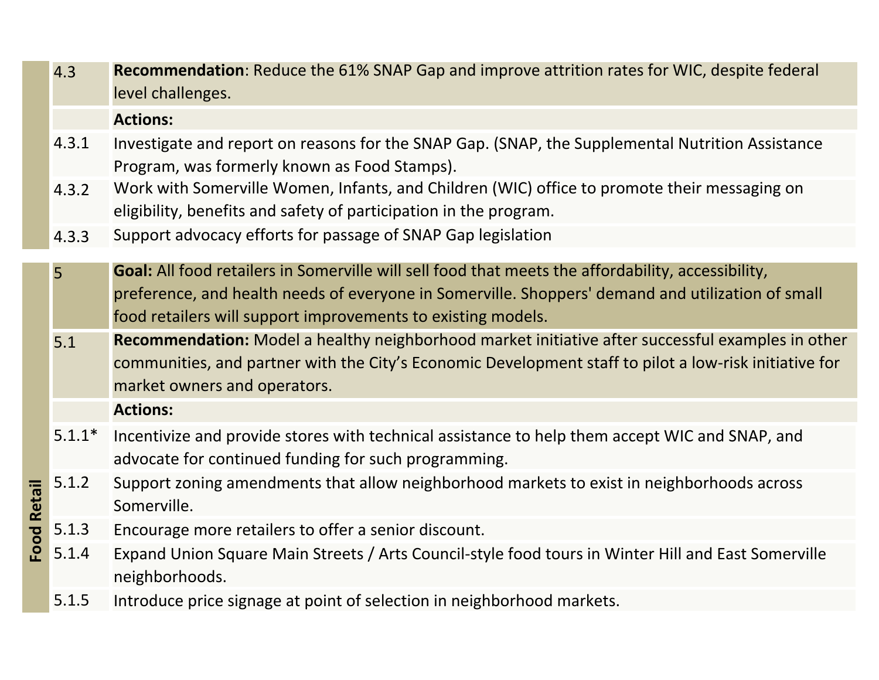| | | |
|---|---|---|
| | 4.3 | **Recommendation**: Reduce the 61% SNAP Gap and improve attrition rates for WIC, despite federal level challenges. |
| | | **Actions:** |
| | 4.3.1 | Investigate and report on reasons for the SNAP Gap. (SNAP, the Supplemental Nutrition Assistance Program, was formerly known as Food Stamps). |
| | 4.3.2 | Work with Somerville Women, Infants, and Children (WIC) office to promote their messaging on eligibility, benefits and safety of participation in the program. |
| | 4.3.3 | Support advocacy efforts for passage of SNAP Gap legislation |

| | | |
|---|---|---|
| **Food Retail** | 5 | **Goal:** All food retailers in Somerville will sell food that meets the affordability, accessibility, preference, and health needs of everyone in Somerville. Shoppers' demand and utilization of small food retailers will support improvements to existing models. |
| | 5.1 | **Recommendation:** Model a healthy neighborhood market initiative after successful examples in other communities, and partner with the City's Economic Development staff to pilot a low-risk initiative for market owners and operators. |
| | | **Actions:** |
| | 5.1.1* | Incentivize and provide stores with technical assistance to help them accept WIC and SNAP, and advocate for continued funding for such programming. |
| | 5.1.2 | Support zoning amendments that allow neighborhood markets to exist in neighborhoods across Somerville. |
| | 5.1.3 | Encourage more retailers to offer a senior discount. |
| | 5.1.4 | Expand Union Square Main Streets / Arts Council-style food tours in Winter Hill and East Somerville neighborhoods. |
| | 5.1.5 | Introduce price signage at point of selection in neighborhood markets. |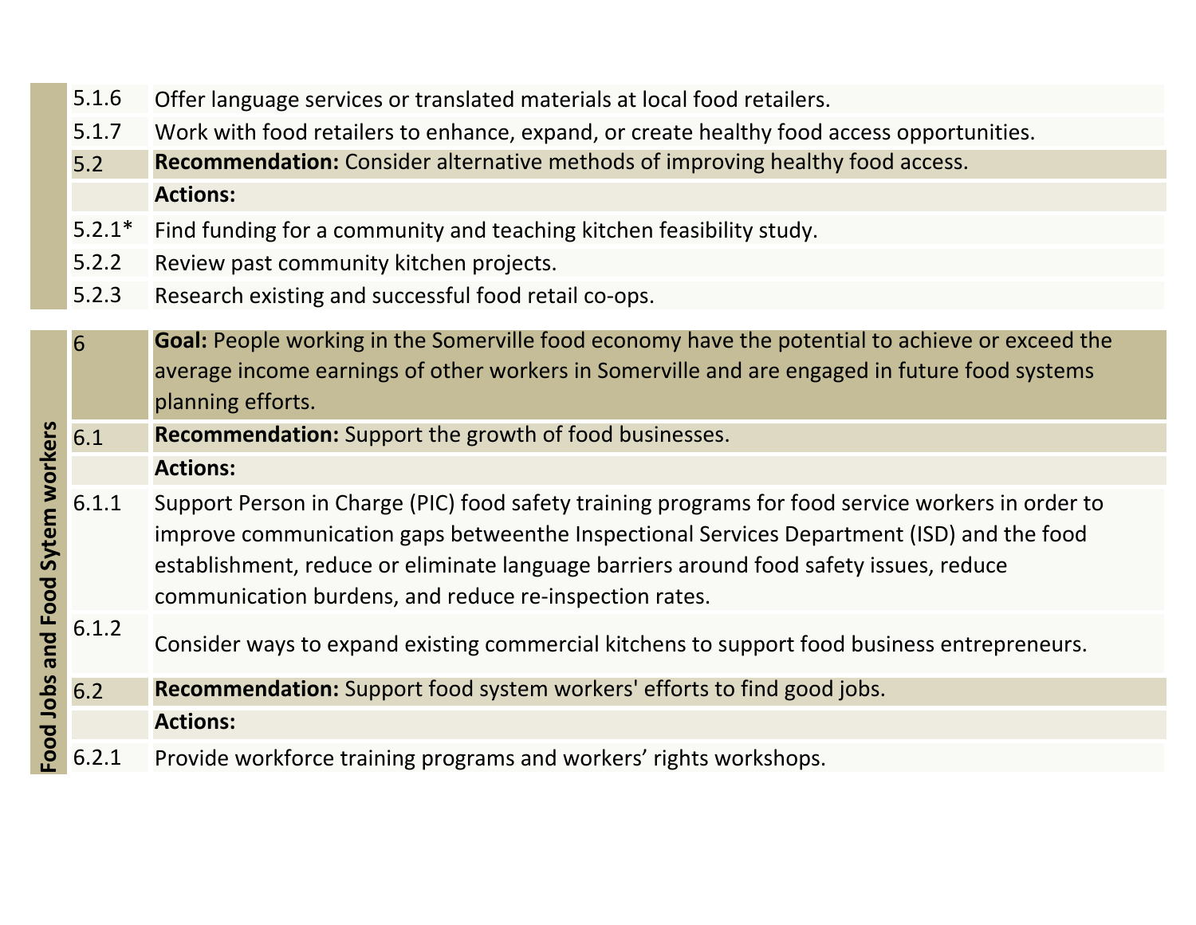|  |  |  |
|---|---|---|
|  | 5.1.6 | Offer language services or translated materials at local food retailers. |
|  | 5.1.7 | Work with food retailers to enhance, expand, or create healthy food access opportunities. |
|  | 5.2 | **Recommendation:** Consider alternative methods of improving healthy food access. |
|  |  | **Actions:** |
|  | 5.2.1* | Find funding for a community and teaching kitchen feasibility study. |
|  | 5.2.2 | Review past community kitchen projects. |
|  | 5.2.3 | Research existing and successful food retail co-ops. |

| **Food Jobs and Food Sytem workers** |  |  |
|---|---|---|
|  | 6 | **Goal:** People working in the Somerville food economy have the potential to achieve or exceed the average income earnings of other workers in Somerville and are engaged in future food systems planning efforts. |
|  | 6.1 | **Recommendation:** Support the growth of food businesses. |
|  |  | **Actions:** |
|  | 6.1.1 | Support Person in Charge (PIC) food safety training programs for food service workers in order to improve communication gaps betweenthe Inspectional Services Department (ISD) and the food establishment, reduce or eliminate language barriers around food safety issues, reduce communication burdens, and reduce re-inspection rates. |
|  | 6.1.2 | Consider ways to expand existing commercial kitchens to support food business entrepreneurs. |
|  | 6.2 | **Recommendation:** Support food system workers' efforts to find good jobs. |
|  |  | **Actions:** |
|  | 6.2.1 | Provide workforce training programs and workers' rights workshops. |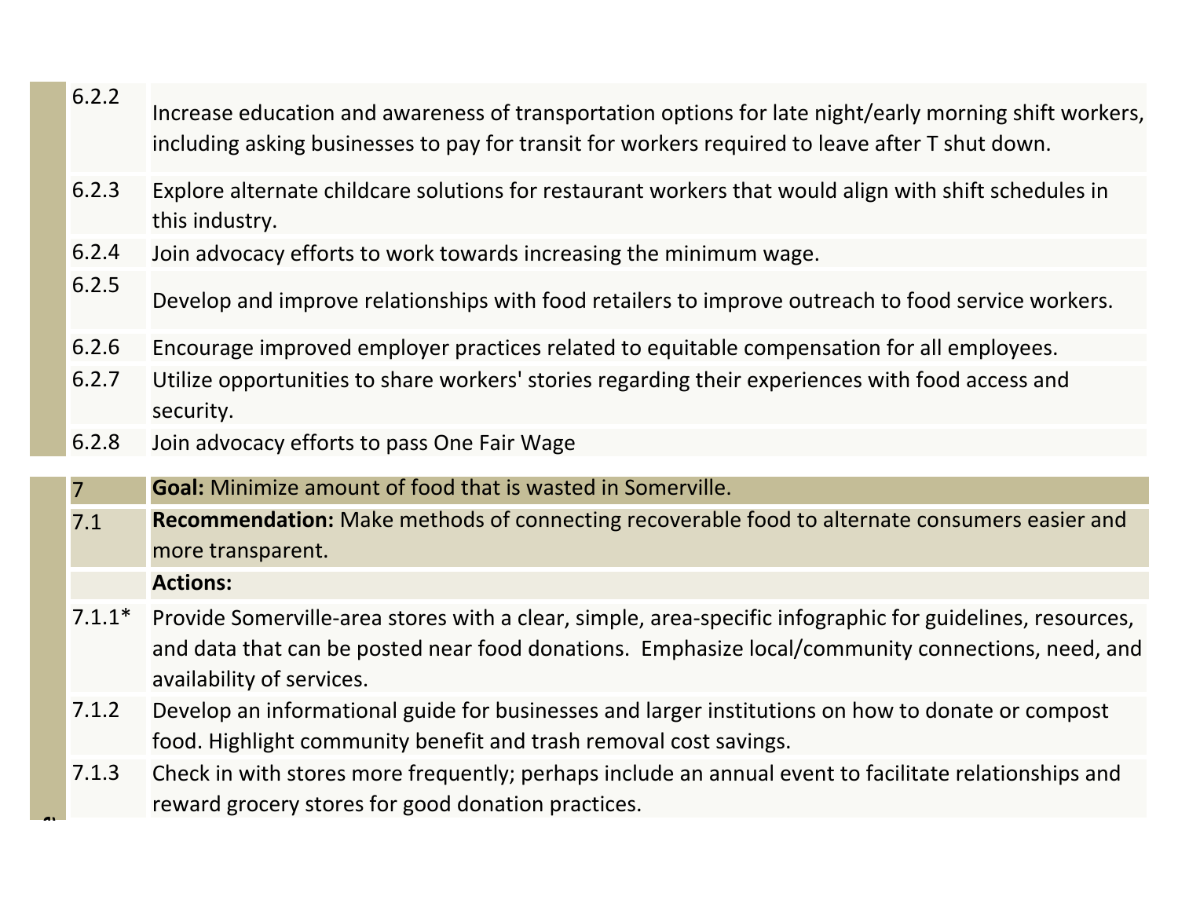| | |
|---|---|
| 6.2.2 | Increase education and awareness of transportation options for late night/early morning shift workers, including asking businesses to pay for transit for workers required to leave after T shut down. |
| 6.2.3 | Explore alternate childcare solutions for restaurant workers that would align with shift schedules in this industry. |
| 6.2.4 | Join advocacy efforts to work towards increasing the minimum wage. |
| 6.2.5 | Develop and improve relationships with food retailers to improve outreach to food service workers. |
| 6.2.6 | Encourage improved employer practices related to equitable compensation for all employees. |
| 6.2.7 | Utilize opportunities to share workers' stories regarding their experiences with food access and security. |
| 6.2.8 | Join advocacy efforts to pass One Fair Wage |

| | |
|---|---|
| 7 | **Goal:** Minimize amount of food that is wasted in Somerville. |
| 7.1 | **Recommendation:** Make methods of connecting recoverable food to alternate consumers easier and more transparent. |
| | **Actions:** |
| 7.1.1* | Provide Somerville-area stores with a clear, simple, area-specific infographic for guidelines, resources, and data that can be posted near food donations. Emphasize local/community connections, need, and availability of services. |
| 7.1.2 | Develop an informational guide for businesses and larger institutions on how to donate or compost food. Highlight community benefit and trash removal cost savings. |
| 7.1.3 | Check in with stores more frequently; perhaps include an annual event to facilitate relationships and reward grocery stores for good donation practices. |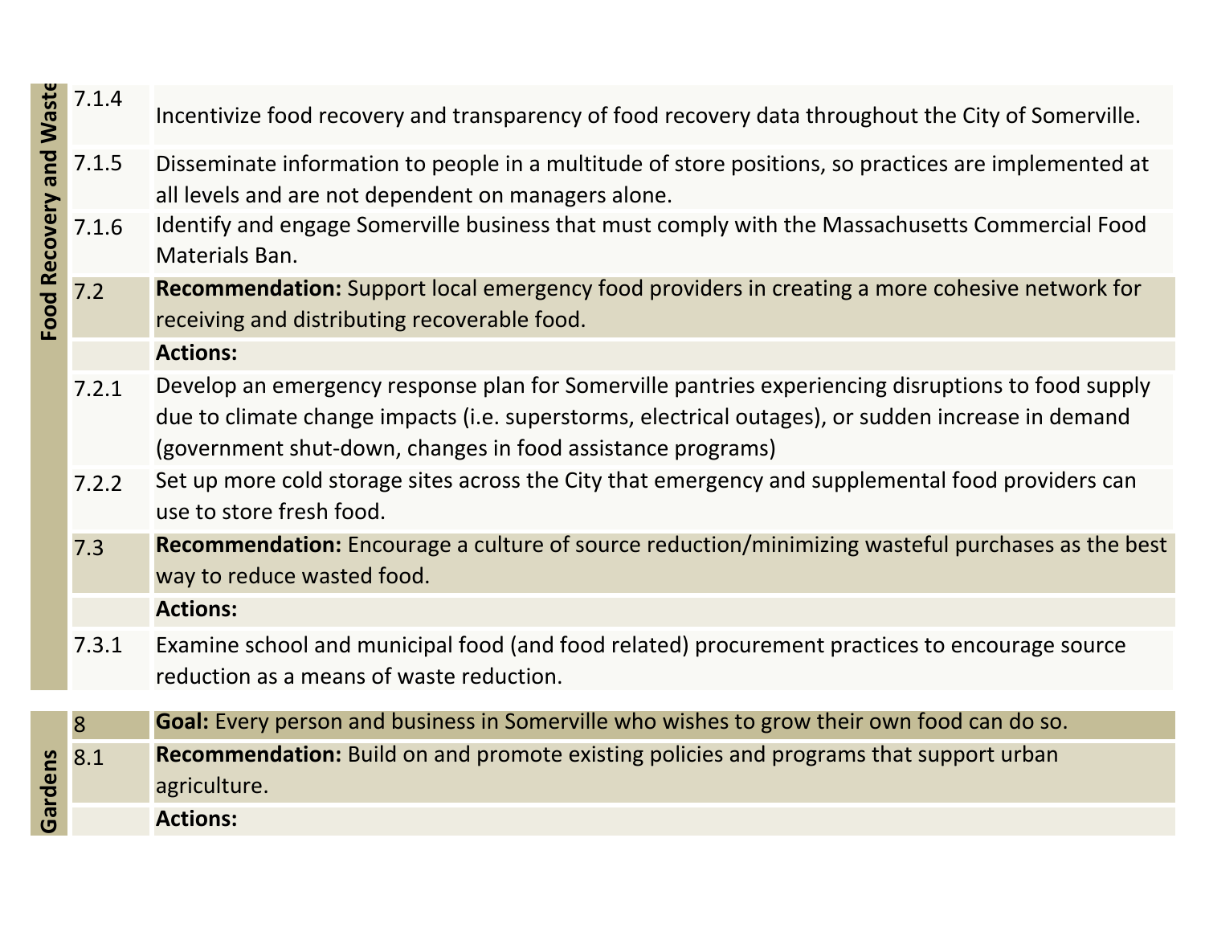| Section | No. | Description |
|---|---|---|
| Food Recovery and Waste | 7.1.4 | Incentivize food recovery and transparency of food recovery data throughout the City of Somerville. |
| | 7.1.5 | Disseminate information to people in a multitude of store positions, so practices are implemented at all levels and are not dependent on managers alone. |
| | 7.1.6 | Identify and engage Somerville business that must comply with the Massachusetts Commercial Food Materials Ban. |
| | 7.2 | **Recommendation:** Support local emergency food providers in creating a more cohesive network for receiving and distributing recoverable food. |
| | | **Actions:** |
| | 7.2.1 | Develop an emergency response plan for Somerville pantries experiencing disruptions to food supply due to climate change impacts (i.e. superstorms, electrical outages), or sudden increase in demand (government shut-down, changes in food assistance programs) |
| | 7.2.2 | Set up more cold storage sites across the City that emergency and supplemental food providers can use to store fresh food. |
| | 7.3 | **Recommendation:** Encourage a culture of source reduction/minimizing wasteful purchases as the best way to reduce wasted food. |
| | | **Actions:** |
| | 7.3.1 | Examine school and municipal food (and food related) procurement practices to encourage source reduction as a means of waste reduction. |

| Section | No. | Description |
|---|---|---|
| Gardens | 8 | **Goal:** Every person and business in Somerville who wishes to grow their own food can do so. |
| | 8.1 | **Recommendation:** Build on and promote existing policies and programs that support urban agriculture. |
| | | **Actions:** |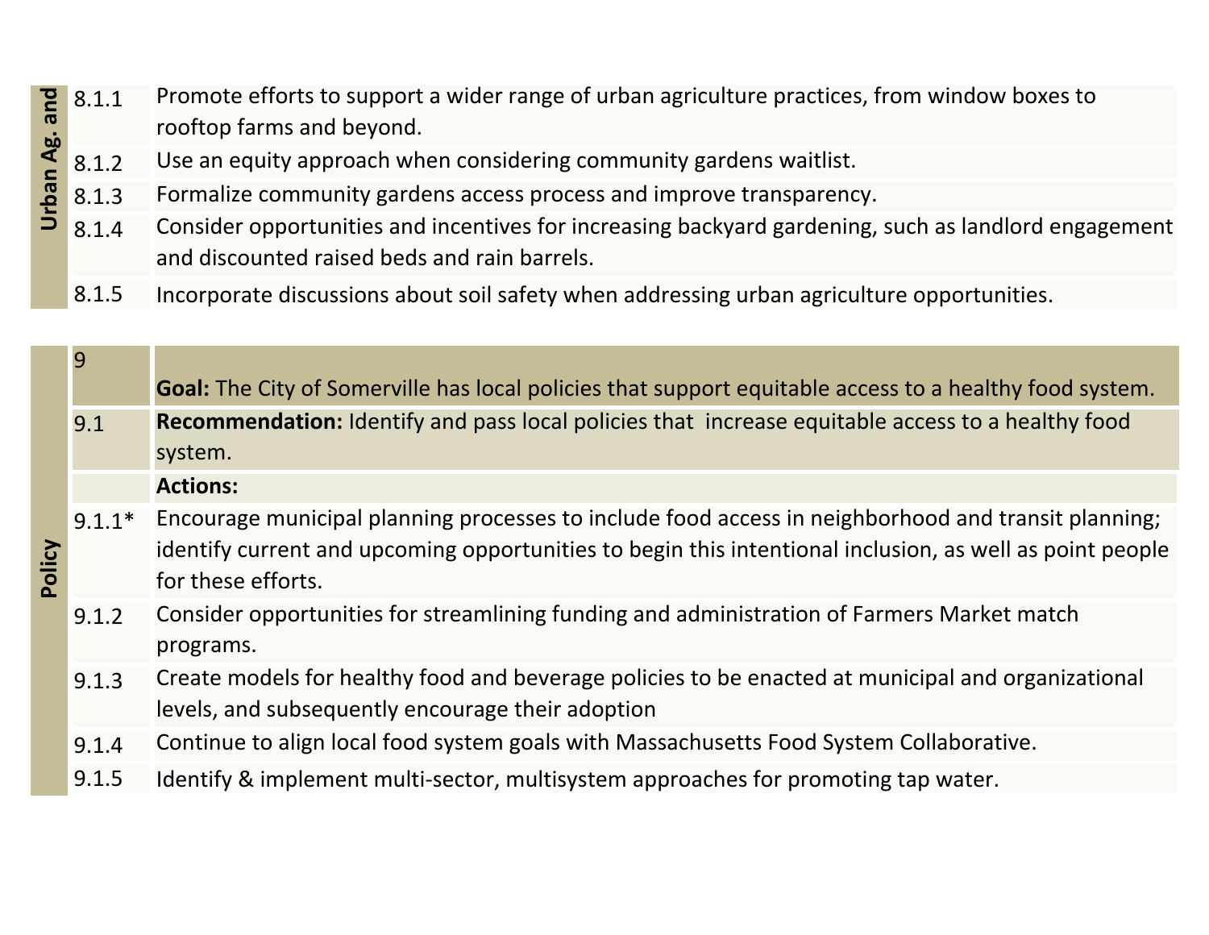| Urban Ag. and | | |
|---|---|---|
| | 8.1.1 | Promote efforts to support a wider range of urban agriculture practices, from window boxes to rooftop farms and beyond. |
| | 8.1.2 | Use an equity approach when considering community gardens waitlist. |
| | 8.1.3 | Formalize community gardens access process and improve transparency. |
| | 8.1.4 | Consider opportunities and incentives for increasing backyard gardening, such as landlord engagement and discounted raised beds and rain barrels. |
| | 8.1.5 | Incorporate discussions about soil safety when addressing urban agriculture opportunities. |

| Policy | | |
|---|---|---|
| | 9 | **Goal:** The City of Somerville has local policies that support equitable access to a healthy food system. |
| | 9.1 | **Recommendation:** Identify and pass local policies that increase equitable access to a healthy food system. |
| | | **Actions:** |
| | 9.1.1* | Encourage municipal planning processes to include food access in neighborhood and transit planning; identify current and upcoming opportunities to begin this intentional inclusion, as well as point people for these efforts. |
| | 9.1.2 | Consider opportunities for streamlining funding and administration of Farmers Market match programs. |
| | 9.1.3 | Create models for healthy food and beverage policies to be enacted at municipal and organizational levels, and subsequently encourage their adoption |
| | 9.1.4 | Continue to align local food system goals with Massachusetts Food System Collaborative. |
| | 9.1.5 | Identify & implement multi-sector, multisystem approaches for promoting tap water. |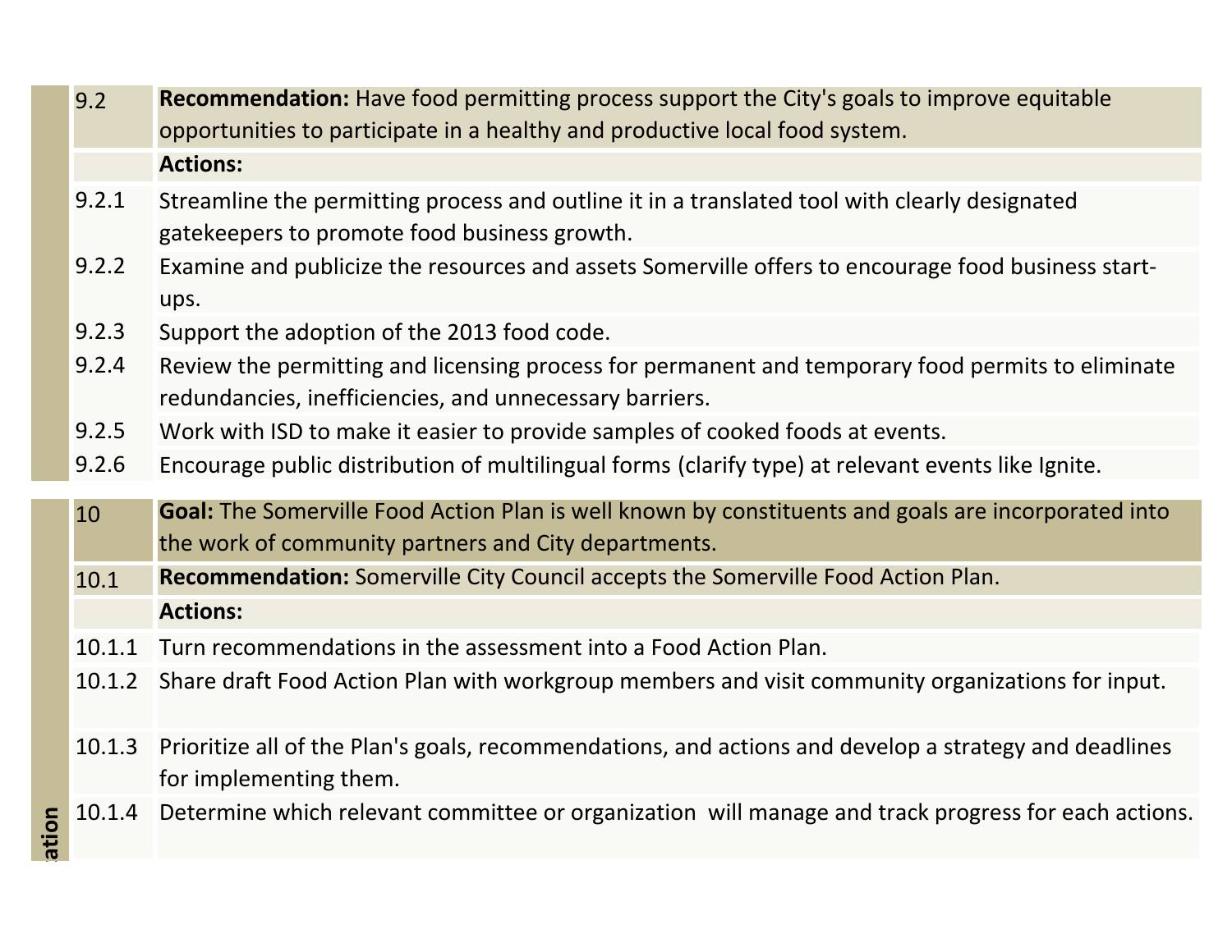| | |
|---|---|
| 9.2 | **Recommendation:** Have food permitting process support the City's goals to improve equitable opportunities to participate in a healthy and productive local food system. |
| | **Actions:** |
| 9.2.1 | Streamline the permitting process and outline it in a translated tool with clearly designated gatekeepers to promote food business growth. |
| 9.2.2 | Examine and publicize the resources and assets Somerville offers to encourage food business start-ups. |
| 9.2.3 | Support the adoption of the 2013 food code. |
| 9.2.4 | Review the permitting and licensing process for permanent and temporary food permits to eliminate redundancies, inefficiencies, and unnecessary barriers. |
| 9.2.5 | Work with ISD to make it easier to provide samples of cooked foods at events. |
| 9.2.6 | Encourage public distribution of multilingual forms (clarify type) at relevant events like Ignite. |

| | |
|---|---|
| 10 | **Goal:** The Somerville Food Action Plan is well known by constituents and goals are incorporated into the work of community partners and City departments. |
| 10.1 | **Recommendation:** Somerville City Council accepts the Somerville Food Action Plan. |
| | **Actions:** |
| 10.1.1 | Turn recommendations in the assessment into a Food Action Plan. |
| 10.1.2 | Share draft Food Action Plan with workgroup members and visit community organizations for input. |
| 10.1.3 | Prioritize all of the Plan's goals, recommendations, and actions and develop a strategy and deadlines for implementing them. |
| 10.1.4 | Determine which relevant committee or organization will manage and track progress for each actions. |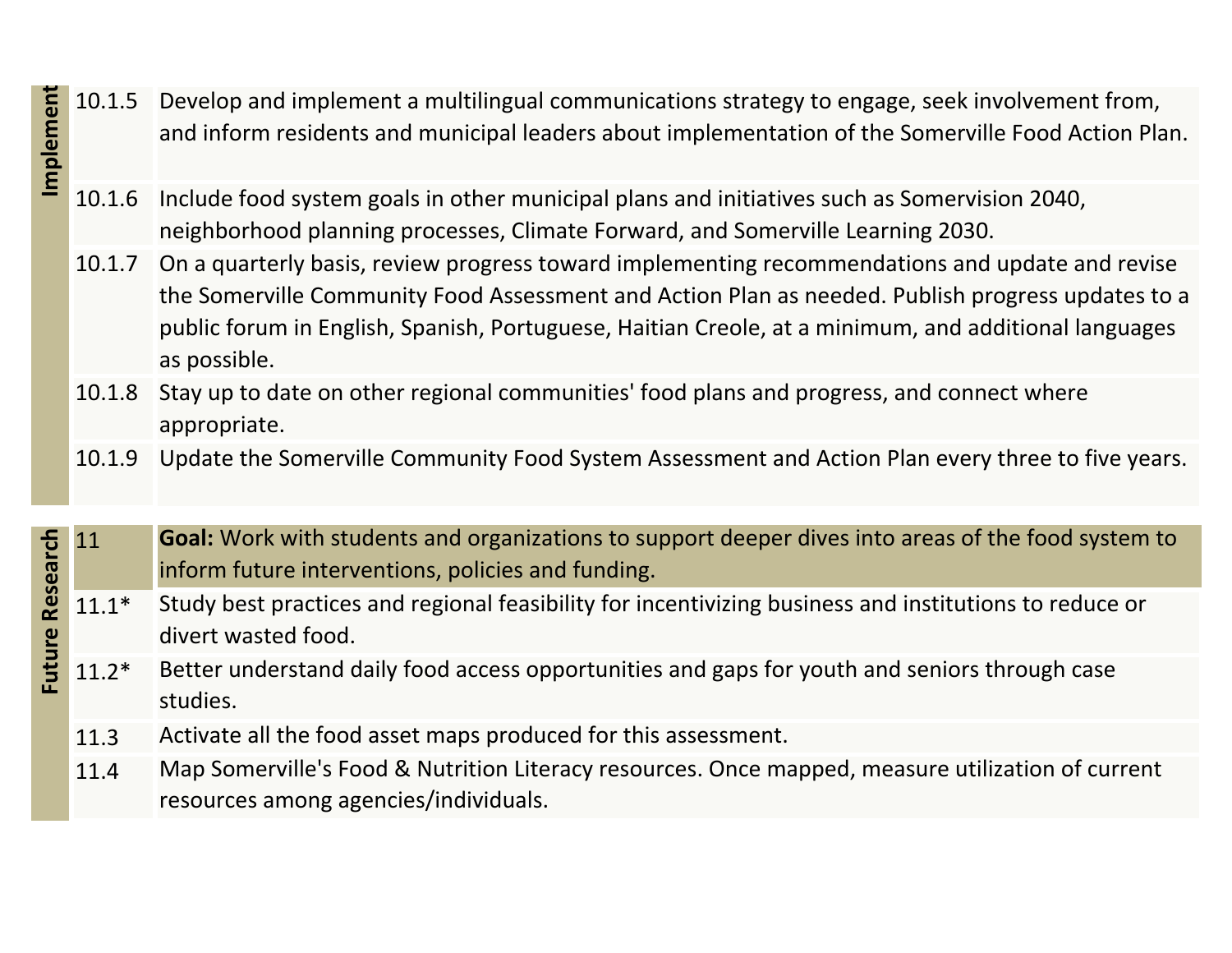| | | |
|---|---|---|
| Implement | 10.1.5 | Develop and implement a multilingual communications strategy to engage, seek involvement from, and inform residents and municipal leaders about implementation of the Somerville Food Action Plan. |
| | 10.1.6 | Include food system goals in other municipal plans and initiatives such as Somervision 2040, neighborhood planning processes, Climate Forward, and Somerville Learning 2030. |
| | 10.1.7 | On a quarterly basis, review progress toward implementing recommendations and update and revise the Somerville Community Food Assessment and Action Plan as needed. Publish progress updates to a public forum in English, Spanish, Portuguese, Haitian Creole, at a minimum, and additional languages as possible. |
| | 10.1.8 | Stay up to date on other regional communities' food plans and progress, and connect where appropriate. |
| | 10.1.9 | Update the Somerville Community Food System Assessment and Action Plan every three to five years. |

| | | |
|---|---|---|
| Future Research | 11 | **Goal:** Work with students and organizations to support deeper dives into areas of the food system to inform future interventions, policies and funding. |
| | 11.1* | Study best practices and regional feasibility for incentivizing business and institutions to reduce or divert wasted food. |
| | 11.2* | Better understand daily food access opportunities and gaps for youth and seniors through case studies. |
| | 11.3 | Activate all the food asset maps produced for this assessment. |
| | 11.4 | Map Somerville's Food & Nutrition Literacy resources. Once mapped, measure utilization of current resources among agencies/individuals. |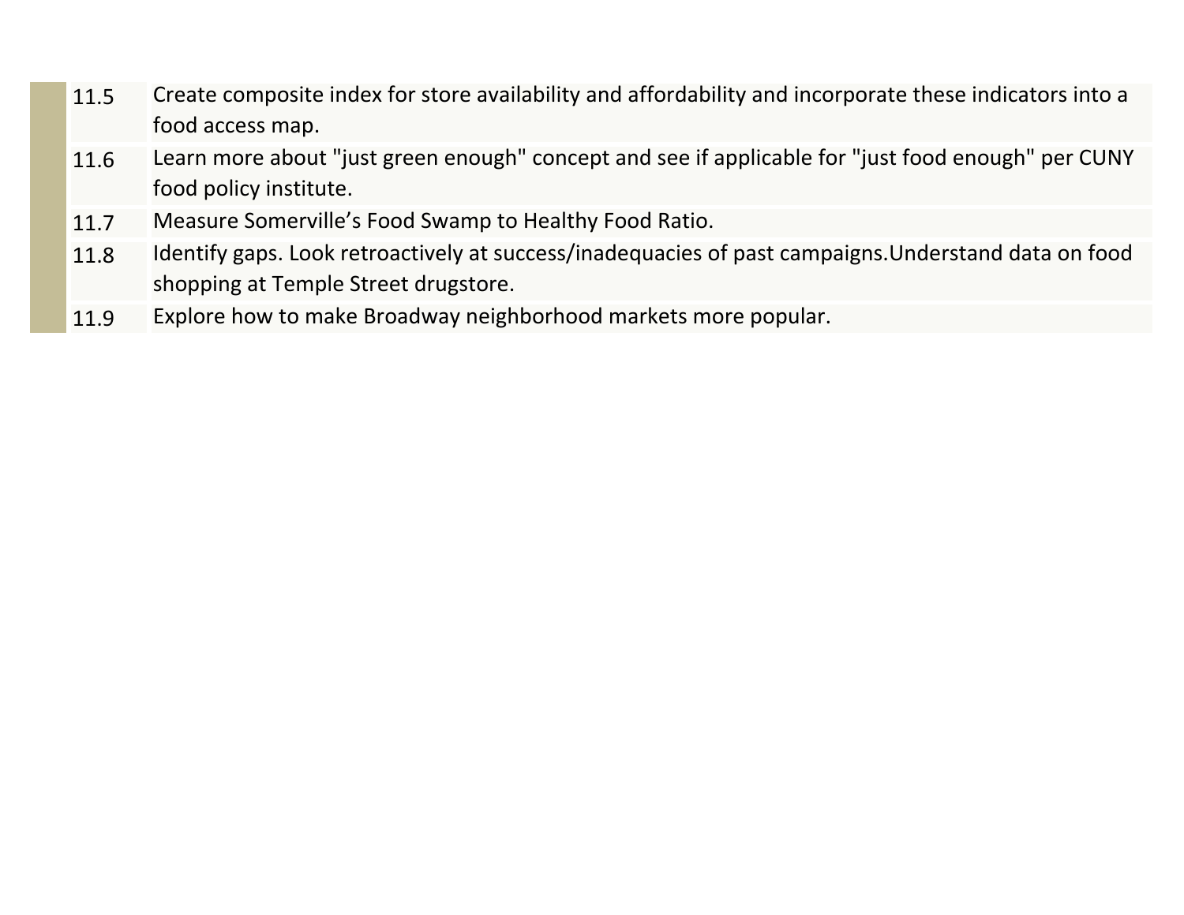| | | |
|---|---|---|
| | 11.5 | Create composite index for store availability and affordability and incorporate these indicators into a food access map. |
| | 11.6 | Learn more about "just green enough" concept and see if applicable for "just food enough" per CUNY food policy institute. |
| | 11.7 | Measure Somerville's Food Swamp to Healthy Food Ratio. |
| | 11.8 | Identify gaps. Look retroactively at success/inadequacies of past campaigns.Understand data on food shopping at Temple Street drugstore. |
| | 11.9 | Explore how to make Broadway neighborhood markets more popular. |